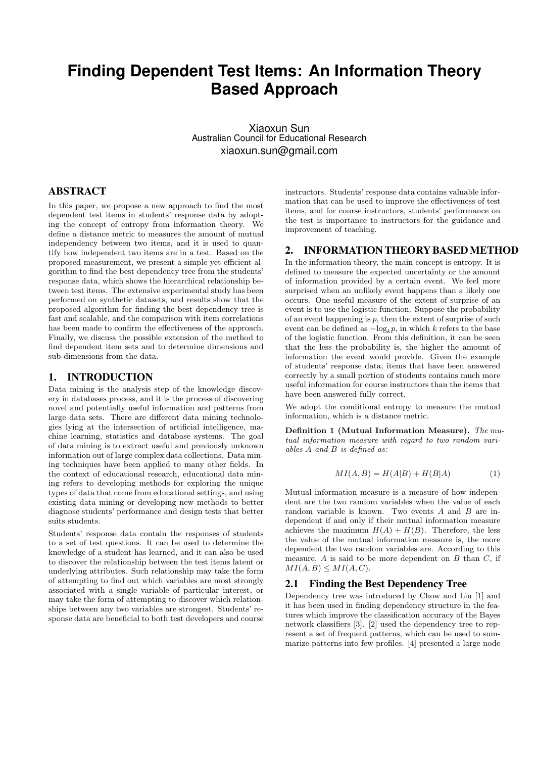# Finding Dependent Test Items: An Information Theory Based Approach

Xiaoxun Sun
Australian Council for Educational Research
xiaoxun.sun@gmail.com

## ABSTRACT

In this paper, we propose a new approach to find the most dependent test items in students' response data by adopting the concept of entropy from information theory. We define a distance metric to measures the amount of mutual independency between two items, and it is used to quantify how independent two items are in a test. Based on the proposed measurement, we present a simple yet efficient algorithm to find the best dependency tree from the students' response data, which shows the hierarchical relationship between test items. The extensive experimental study has been performed on synthetic datasets, and results show that the proposed algorithm for finding the best dependency tree is fast and scalable, and the comparison with item correlations has been made to confirm the effectiveness of the approach. Finally, we discuss the possible extension of the method to find dependent item sets and to determine dimensions and sub-dimensions from the data.

## 1. INTRODUCTION

Data mining is the analysis step of the knowledge discovery in databases process, and it is the process of discovering novel and potentially useful information and patterns from large data sets. There are different data mining technologies lying at the intersection of artificial intelligence, machine learning, statistics and database systems. The goal of data mining is to extract useful and previously unknown information out of large complex data collections. Data mining techniques have been applied to many other fields. In the context of educational research, educational data mining refers to developing methods for exploring the unique types of data that come from educational settings, and using existing data mining or developing new methods to better diagnose students' performance and design tests that better suits students.

Students' response data contain the responses of students to a set of test questions. It can be used to determine the knowledge of a student has learned, and it can also be used to discover the relationship between the test items latent or underlying attributes. Such relationship may take the form of attempting to find out which variables are most strongly associated with a single variable of particular interest, or may take the form of attempting to discover which relationships between any two variables are strongest. Students' response data are beneficial to both test developers and course instructors. Students' response data contains valuable information that can be used to improve the effectiveness of test items, and for course instructors, students' performance on the test is importance to instructors for the guidance and improvement of teaching.

## 2. INFORMATION THEORY BASED METHOD

In the information theory, the main concept is entropy. It is defined to measure the expected uncertainty or the amount of information provided by a certain event. We feel more surprised when an unlikely event happens than a likely one occurs. One useful measure of the extent of surprise of an event is to use the logistic function. Suppose the probability of an event happening is $p$, then the extent of surprise of such event can be defined as $-\log_k p$, in which $k$ refers to the base of the logistic function. From this definition, it can be seen that the less the probability is, the higher the amount of information the event would provide. Given the example of students' response data, items that have been answered correctly by a small portion of students contains much more useful information for course instructors than the items that have been answered fully correct.

We adopt the conditional entropy to measure the mutual information, which is a distance metric.

**Definition 1 (Mutual Information Measure).** *The mutual information measure with regard to two random variables $A$ and $B$ is defined as:*

$$MI(A, B) = H(A|B) + H(B|A) \tag{1}$$

Mutual information measure is a measure of how independent are the two random variables when the value of each random variable is known. Two events $A$ and $B$ are independent if and only if their mutual information measure achieves the maximum $H(A) + H(B)$. Therefore, the less the value of the mutual information measure is, the more dependent the two random variables are. According to this measure, $A$ is said to be more dependent on $B$ than $C$, if $MI(A, B) \leq MI(A, C)$.

### 2.1 Finding the Best Dependency Tree

Dependency tree was introduced by Chow and Liu [1] and it has been used in finding dependency structure in the features which improve the classification accuracy of the Bayes network classifiers [3]. [2] used the dependency tree to represent a set of frequent patterns, which can be used to summarize patterns into few profiles. [4] presented a large node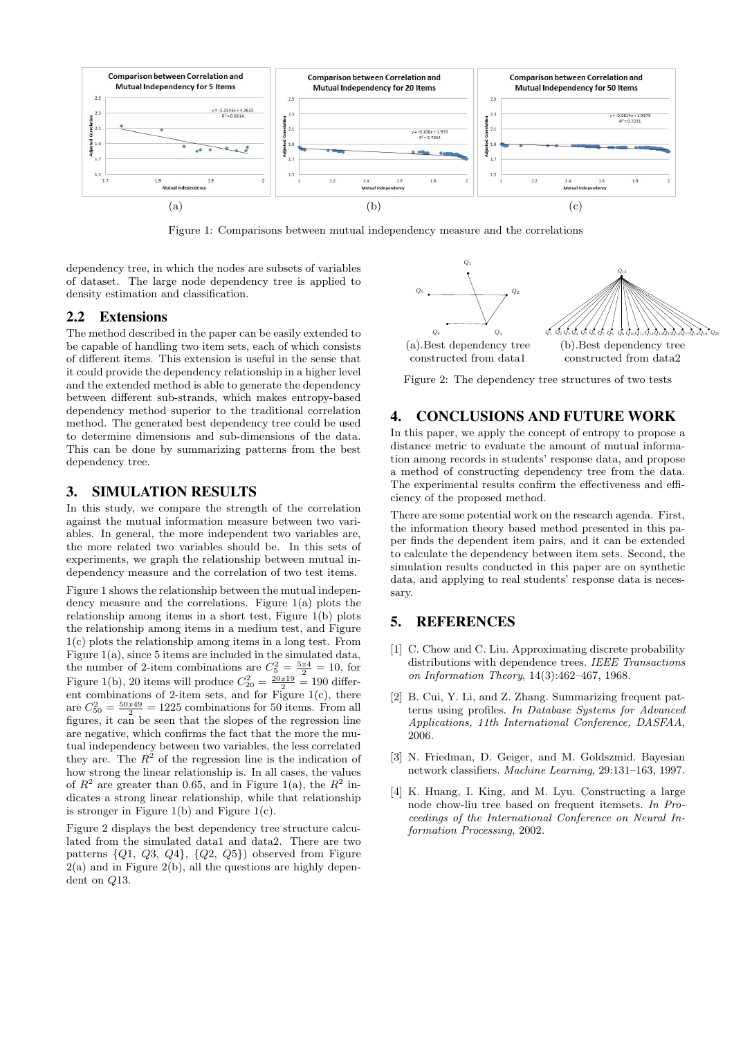Comparison between Correlation and Mutual Independency for 5 Items

2.5
2.3
2.1
1.9
1.7
1.5

Adjusted Correlation

y = -1.3146x + 4.3635
R² = 0.6914

1.7 1.8 1.9 2

Mutual Independency

(a)

Comparison between Correlation and Mutual Independency for 20 Items

2.5
2.3
2.1
1.9
1.7
1.5

Adjusted Correlation

y = -0.106x + 1.953
R² = 0.7954

1 1.2 1.4 1.6 1.8 2

Mutual Independency

(b)

Comparison between Correlation and Mutual Independency for 50 Items

2.5
2.3
2.1
1.9
1.7
1.5

Adjusted Correlation

y = -0.0814x + 1.9879
R² = 0.7231

1 1.2 1.4 1.6 1.8 2

Mutual Independency

(c)

Figure 1: Comparisons between mutual independency measure and the correlations

dependency tree, in which the nodes are subsets of variables of dataset. The large node dependency tree is applied to density estimation and classification.

## 2.2 Extensions

The method described in the paper can be easily extended to be capable of handling two item sets, each of which consists of different items. This extension is useful in the sense that it could provide the dependency relationship in a higher level and the extended method is able to generate the dependency between different sub-strands, which makes entropy-based dependency method superior to the traditional correlation method. The generated best dependency tree could be used to determine dimensions and sub-dimensions of the data. This can be done by summarizing patterns from the best dependency tree.

# 3. SIMULATION RESULTS

In this study, we compare the strength of the correlation against the mutual information measure between two variables. In general, the more independent two variables are, the more related two variables should be. In this sets of experiments, we graph the relationship between mutual independency measure and the correlation of two test items.

Figure 1 shows the relationship between the mutual independency measure and the correlations. Figure 1(a) plots the relationship among items in a short test, Figure 1(b) plots the relationship among items in a medium test, and Figure 1(c) plots the relationship among items in a long test. From Figure 1(a), since 5 items are included in the simulated data, the number of 2-item combinations are $C_5^2 = \frac{5x4}{2} = 10$, for Figure 1(b), 20 items will produce $C_{20}^2 = \frac{20x19}{2} = 190$ different combinations of 2-item sets, and for Figure 1(c), there are $C_{50}^2 = \frac{50x49}{2} = 1225$ combinations for 50 items. From all figures, it can be seen that the slopes of the regression line are negative, which confirms the fact that the more the mutual independency between two variables, the less correlated they are. The $R^2$ of the regression line is the indication of how strong the linear relationship is. In all cases, the values of $R^2$ are greater than 0.65, and in Figure 1(a), the $R^2$ indicates a strong linear relationship, while that relationship is stronger in Figure 1(b) and Figure 1(c).

Figure 2 displays the best dependency tree structure calculated from the simulated data1 and data2. There are two patterns {$Q1$, $Q3$, $Q4$}, {$Q2$, $Q5$}) observed from Figure 2(a) and in Figure 2(b), all the questions are highly dependent on $Q13$.

$Q_1$ $Q_5$ $Q_2$ $Q_4$ $Q_3$

(a).Best dependency tree constructed from data1

$Q_{13}$

$Q_1$ $Q_2$ $Q_3$ $Q_4$ $Q_5$ $Q_6$ $Q_7$ $Q_8$ $Q_9$ $Q_{10}$ $Q_{11}$ $Q_{12}$ $Q_{14}$ $Q_{15}$ $Q_{16}$ $Q_{17}$ $Q_{18}$ $Q_{19}$ $Q_{20}$

(b).Best dependency tree constructed from data2

Figure 2: The dependency tree structures of two tests

# 4. CONCLUSIONS AND FUTURE WORK

In this paper, we apply the concept of entropy to propose a distance metric to evaluate the amount of mutual information among records in students' response data, and propose a method of constructing dependency tree from the data. The experimental results confirm the effectiveness and efficiency of the proposed method.

There are some potential work on the research agenda. First, the information theory based method presented in this paper finds the dependent item pairs, and it can be extended to calculate the dependency between item sets. Second, the simulation results conducted in this paper are on synthetic data, and applying to real students' response data is necessary.

# 5. REFERENCES

[1] C. Chow and C. Liu. Approximating discrete probability distributions with dependence trees. *IEEE Transactions on Information Theory*, 14(3):462–467, 1968.

[2] B. Cui, Y. Li, and Z. Zhang. Summarizing frequent patterns using profiles. *In Database Systems for Advanced Applications, 11th International Conference, DASFAA*, 2006.

[3] N. Friedman, D. Geiger, and M. Goldszmid. Bayesian network classifiers. *Machine Learning*, 29:131–163, 1997.

[4] K. Huang, I. King, and M. Lyu. Constructing a large node chow-liu tree based on frequent itemsets. *In Proceedings of the International Conference on Neural Information Processing*, 2002.